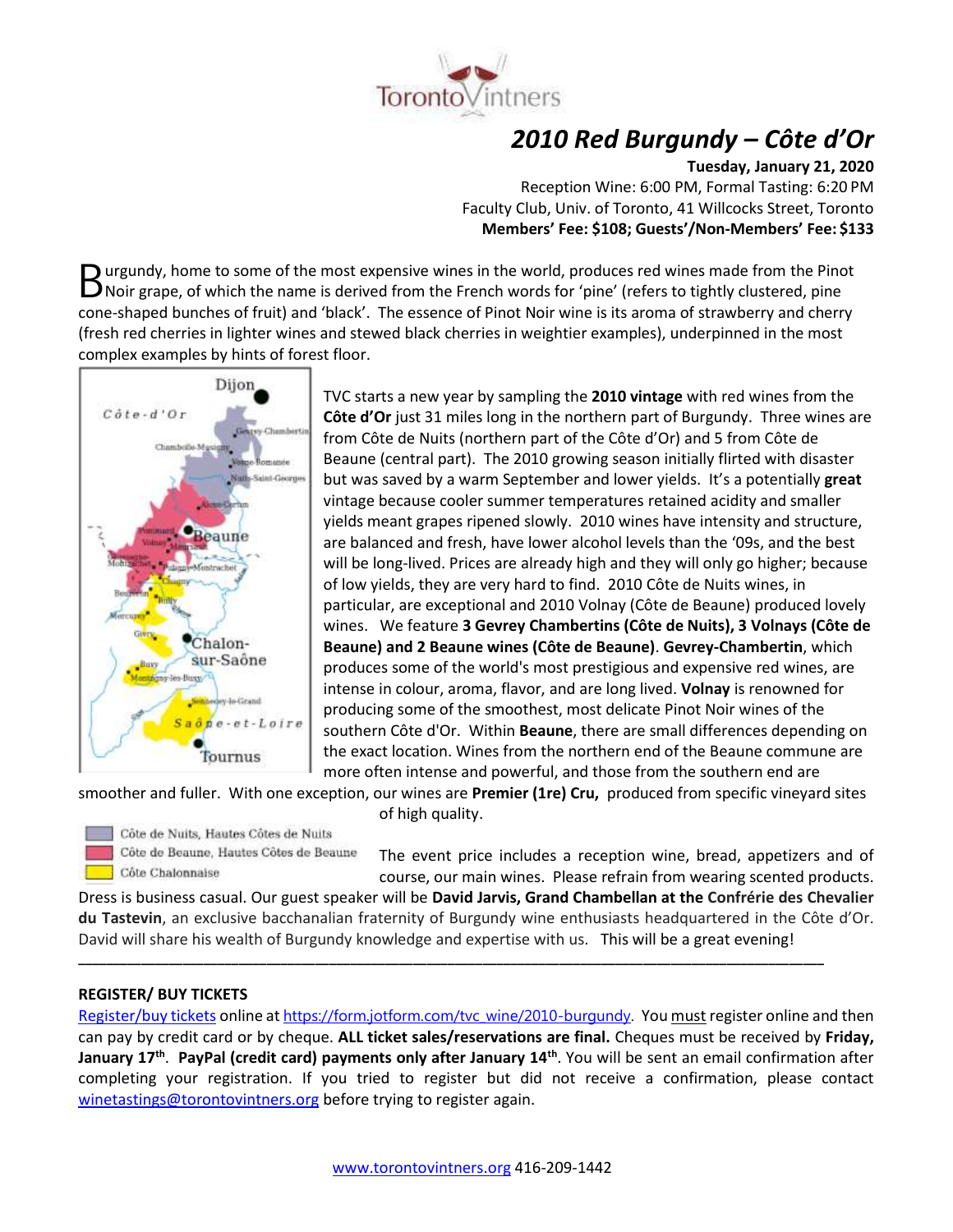TorontoVintners

# *2010 Red Burgundy – Côte d'Or*

**Tuesday, January 21, 2020**
Reception Wine: 6:00 PM, Formal Tasting: 6:20 PM
Faculty Club, Univ. of Toronto, 41 Willcocks Street, Toronto
**Members' Fee: $108; Guests'/Non-Members' Fee: $133**

Burgundy, home to some of the most expensive wines in the world, produces red wines made from the Pinot Noir grape, of which the name is derived from the French words for 'pine' (refers to tightly clustered, pine cone-shaped bunches of fruit) and 'black'. The essence of Pinot Noir wine is its aroma of strawberry and cherry (fresh red cherries in lighter wines and stewed black cherries in weightier examples), underpinned in the most complex examples by hints of forest floor.

TVC starts a new year by sampling the **2010 vintage** with red wines from the **Côte d'Or** just 31 miles long in the northern part of Burgundy. Three wines are from Côte de Nuits (northern part of the Côte d'Or) and 5 from Côte de Beaune (central part). The 2010 growing season initially flirted with disaster but was saved by a warm September and lower yields. It's a potentially **great** vintage because cooler summer temperatures retained acidity and smaller yields meant grapes ripened slowly. 2010 wines have intensity and structure, are balanced and fresh, have lower alcohol levels than the '09s, and the best will be long-lived. Prices are already high and they will only go higher; because of low yields, they are very hard to find. 2010 Côte de Nuits wines, in particular, are exceptional and 2010 Volnay (Côte de Beaune) produced lovely wines. We feature **3 Gevrey Chambertins (Côte de Nuits), 3 Volnays (Côte de Beaune) and 2 Beaune wines (Côte de Beaune)**. **Gevrey-Chambertin**, which produces some of the world's most prestigious and expensive red wines, are intense in colour, aroma, flavor, and are long lived. **Volnay** is renowned for producing some of the smoothest, most delicate Pinot Noir wines of the southern Côte d'Or. Within **Beaune**, there are small differences depending on the exact location. Wines from the northern end of the Beaune commune are more often intense and powerful, and those from the southern end are smoother and fuller. With one exception, our wines are **Premier (1re) Cru,** produced from specific vineyard sites of high quality.

Dijon, Côte-d'Or, Gevrey-Chambertin, Chambolle-Musigny, Vosne-Romanée, Nuits-Saint-Georges, Aloxe-Corton, Pommard, Beaune, Volnay, Meursault, Puligny-Montrachet, Chassagne-Montrachet, Chagny, Bouzeron, Rully, Mercurey, Givry, Chalon-sur-Saône, Buxy, Montagny-lès-Buxy, Sennecey-le-Grand, Saône-et-Loire, Tournus

Côte de Nuits, Hautes Côtes de Nuits
Côte de Beaune, Hautes Côtes de Beaune
Côte Chalonnaise

The event price includes a reception wine, bread, appetizers and of course, our main wines. Please refrain from wearing scented products. Dress is business casual. Our guest speaker will be **David Jarvis, Grand Chambellan at the Confrérie des Chevalier du Tastevin**, an exclusive bacchanalian fraternity of Burgundy wine enthusiasts headquartered in the Côte d'Or. David will share his wealth of Burgundy knowledge and expertise with us. This will be a great evening!

---

**REGISTER/ BUY TICKETS**

Register/buy tickets online at https://form.jotform.com/tvc_wine/2010-burgundy. You must register online and then can pay by credit card or by cheque. **ALL ticket sales/reservations are final.** Cheques must be received by **Friday, January 17th**. **PayPal (credit card) payments only after January 14th**. You will be sent an email confirmation after completing your registration. If you tried to register but did not receive a confirmation, please contact winetastings@torontovintners.org before trying to register again.

www.torontovintners.org 416-209-1442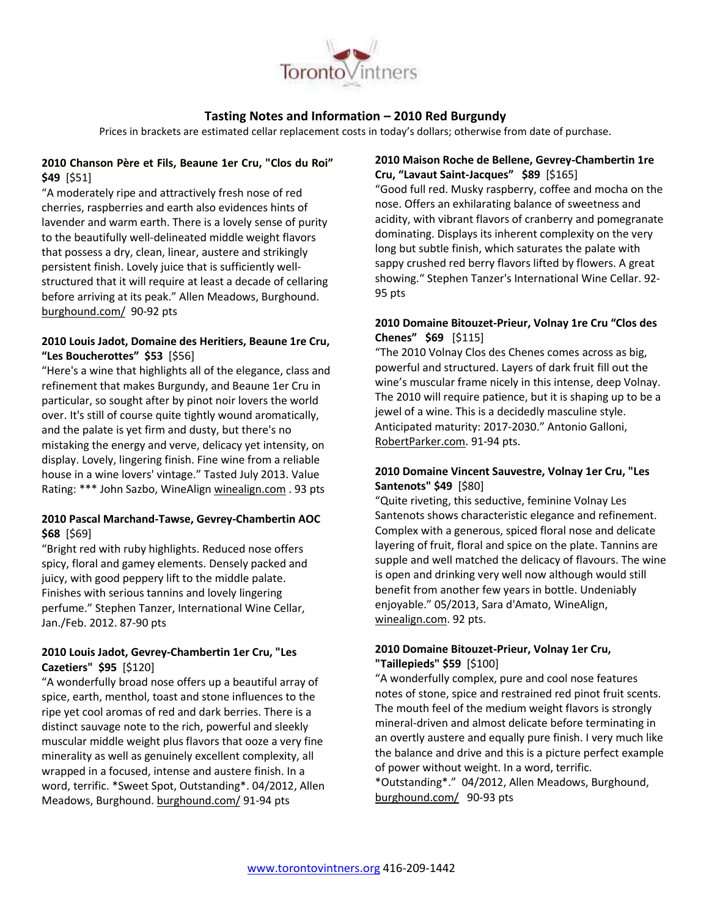# Toronto Vintners

## Tasting Notes and Information – 2010 Red Burgundy

Prices in brackets are estimated cellar replacement costs in today's dollars; otherwise from date of purchase.

**2010 Chanson Père et Fils, Beaune 1er Cru, "Clos du Roi" $49** [$51]

"A moderately ripe and attractively fresh nose of red cherries, raspberries and earth also evidences hints of lavender and warm earth. There is a lovely sense of purity to the beautifully well-delineated middle weight flavors that possess a dry, clean, linear, austere and strikingly persistent finish. Lovely juice that is sufficiently well-structured that it will require at least a decade of cellaring before arriving at its peak." Allen Meadows, Burghound. burghound.com/ 90-92 pts

**2010 Louis Jadot, Domaine des Heritiers, Beaune 1re Cru, "Les Boucherottes" $53** [$56]

"Here's a wine that highlights all of the elegance, class and refinement that makes Burgundy, and Beaune 1er Cru in particular, so sought after by pinot noir lovers the world over. It's still of course quite tightly wound aromatically, and the palate is yet firm and dusty, but there's no mistaking the energy and verve, delicacy yet intensity, on display. Lovely, lingering finish. Fine wine from a reliable house in a wine lovers' vintage." Tasted July 2013. Value Rating: *** John Sazbo, WineAlign winealign.com . 93 pts

**2010 Pascal Marchand-Tawse, Gevrey-Chambertin AOC $68** [$69]

"Bright red with ruby highlights. Reduced nose offers spicy, floral and gamey elements. Densely packed and juicy, with good peppery lift to the middle palate. Finishes with serious tannins and lovely lingering perfume." Stephen Tanzer, International Wine Cellar, Jan./Feb. 2012. 87-90 pts

**2010 Louis Jadot, Gevrey-Chambertin 1er Cru, "Les Cazetiers" $95** [$120]

"A wonderfully broad nose offers up a beautiful array of spice, earth, menthol, toast and stone influences to the ripe yet cool aromas of red and dark berries. There is a distinct sauvage note to the rich, powerful and sleekly muscular middle weight plus flavors that ooze a very fine minerality as well as genuinely excellent complexity, all wrapped in a focused, intense and austere finish. In a word, terrific. *Sweet Spot, Outstanding*. 04/2012, Allen Meadows, Burghound. burghound.com/ 91-94 pts

**2010 Maison Roche de Bellene, Gevrey-Chambertin 1re Cru, "Lavaut Saint-Jacques" $89** [$165]

"Good full red. Musky raspberry, coffee and mocha on the nose. Offers an exhilarating balance of sweetness and acidity, with vibrant flavors of cranberry and pomegranate dominating. Displays its inherent complexity on the very long but subtle finish, which saturates the palate with sappy crushed red berry flavors lifted by flowers. A great showing." Stephen Tanzer's International Wine Cellar. 92-95 pts

**2010 Domaine Bitouzet-Prieur, Volnay 1re Cru "Clos des Chenes" $69** [$115]

"The 2010 Volnay Clos des Chenes comes across as big, powerful and structured. Layers of dark fruit fill out the wine's muscular frame nicely in this intense, deep Volnay. The 2010 will require patience, but it is shaping up to be a jewel of a wine. This is a decidedly masculine style. Anticipated maturity: 2017-2030." Antonio Galloni, RobertParker.com. 91-94 pts.

**2010 Domaine Vincent Sauvestre, Volnay 1er Cru, "Les Santenots" $49** [$80]

"Quite riveting, this seductive, feminine Volnay Les Santenots shows characteristic elegance and refinement. Complex with a generous, spiced floral nose and delicate layering of fruit, floral and spice on the plate. Tannins are supple and well matched the delicacy of flavours. The wine is open and drinking very well now although would still benefit from another few years in bottle. Undeniably enjoyable." 05/2013, Sara d'Amato, WineAlign, winealign.com. 92 pts.

**2010 Domaine Bitouzet-Prieur, Volnay 1er Cru, "Taillepieds" $59** [$100]

"A wonderfully complex, pure and cool nose features notes of stone, spice and restrained red pinot fruit scents. The mouth feel of the medium weight flavors is strongly mineral-driven and almost delicate before terminating in an overtly austere and equally pure finish. I very much like the balance and drive and this is a picture perfect example of power without weight. In a word, terrific. *Outstanding*." 04/2012, Allen Meadows, Burghound, burghound.com/ 90-93 pts

www.torontovintners.org 416-209-1442